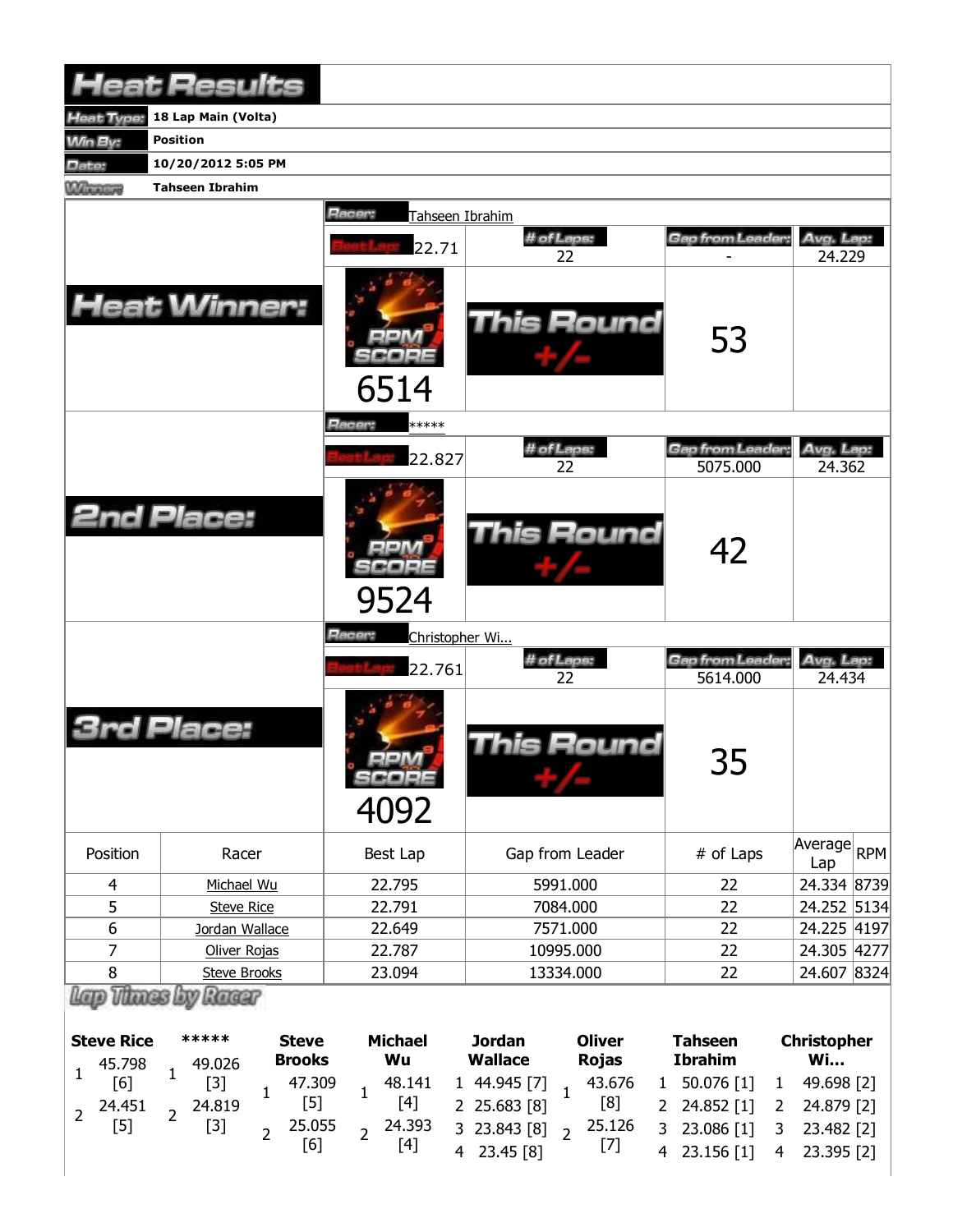# Heat Results

| | |
|---|---|
| Heat Type: | 18 Lap Main (Volta) |
| Win By: | Position |
| Date: | 10/20/2012 5:05 PM |
| Winner: | Tahseen Ibrahim |

## Heat Winner:

Racer: Tahseen Ibrahim

| Best Lap | # of Laps | Gap from Leader | Avg. Lap |
|---|---|---|---|
| 22.71 | 22 | - | 24.229 |

RPM SCORE: 6514

This Round +/-: 53

## 2nd Place:

Racer: *****

| Best Lap | # of Laps | Gap from Leader | Avg. Lap |
|---|---|---|---|
| 22.827 | 22 | 5075.000 | 24.362 |

RPM SCORE: 9524

This Round +/-: 42

## 3rd Place:

Racer: Christopher Wi...

| Best Lap | # of Laps | Gap from Leader | Avg. Lap |
|---|---|---|---|
| 22.761 | 22 | 5614.000 | 24.434 |

RPM SCORE: 4092

This Round +/-: 35

| Position | Racer | Best Lap | Gap from Leader | # of Laps | Average Lap | RPM |
|---|---|---|---|---|---|---|
| 4 | Michael Wu | 22.795 | 5991.000 | 22 | 24.334 | 8739 |
| 5 | Steve Rice | 22.791 | 7084.000 | 22 | 24.252 | 5134 |
| 6 | Jordan Wallace | 22.649 | 7571.000 | 22 | 24.225 | 4197 |
| 7 | Oliver Rojas | 22.787 | 10995.000 | 22 | 24.305 | 4277 |
| 8 | Steve Brooks | 23.094 | 13334.000 | 22 | 24.607 | 8324 |

## Lap Times by Racer

| Lap | Steve Rice | ***** | Steve Brooks | Michael Wu | Jordan Wallace | Oliver Rojas | Tahseen Ibrahim | Christopher Wi... |
|---|---|---|---|---|---|---|---|---|
| 1 | 45.798 [6] | 49.026 [3] | 47.309 [5] | 48.141 [4] | 44.945 [7] | 43.676 [8] | 50.076 [1] | 49.698 [2] |
| 2 | 24.451 [5] | 24.819 [3] | 25.055 [6] | 24.393 [4] | 25.683 [8] | 25.126 [7] | 24.852 [1] | 24.879 [2] |
| 3 | | | | | 23.843 [8] | | 23.086 [1] | 23.482 [2] |
| 4 | | | | | 23.45 [8] | | 23.156 [1] | 23.395 [2] |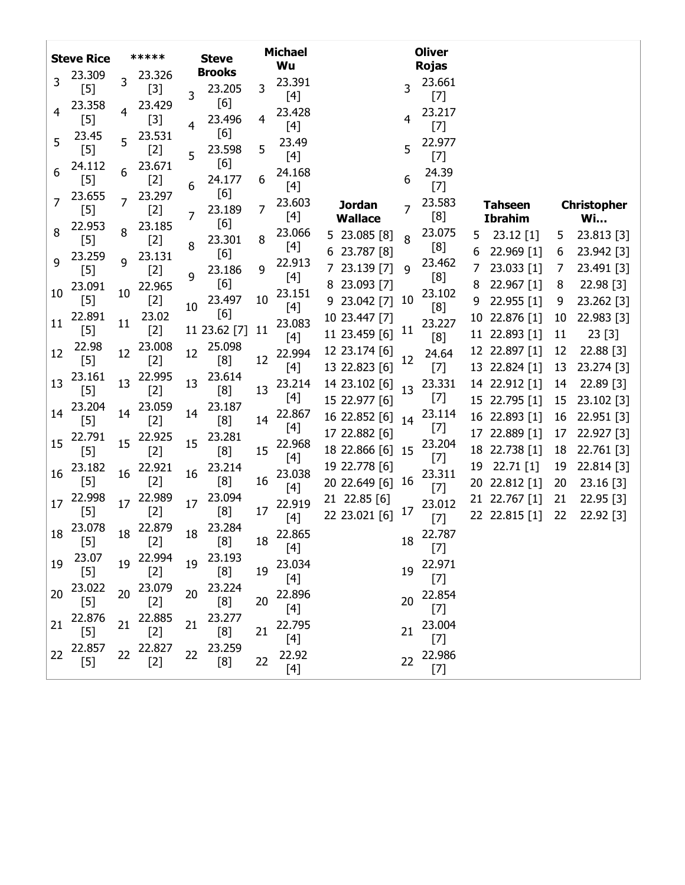| Lap | Steve Rice | Lap | ***** | Lap | Steve Brooks | Lap | Michael Wu | Lap | Jordan Wallace | Lap | Oliver Rojas | Lap | Tahseen Ibrahim | Lap | Christopher Wi… |
|---|---|---|---|---|---|---|---|---|---|---|---|---|---|---|---|
| 3 | 23.309 [5] | 3 | 23.326 [3] | 3 | 23.205 [6] | 3 | 23.391 [4] | | | 3 | 23.661 [7] | | | | |
| 4 | 23.358 [5] | 4 | 23.429 [3] | 4 | 23.496 [6] | 4 | 23.428 [4] | | | 4 | 23.217 [7] | | | | |
| 5 | 23.45 [5] | 5 | 23.531 [2] | 5 | 23.598 [6] | 5 | 23.49 [4] | 5 | 23.085 [8] | 5 | 22.977 [7] | 5 | 23.12 [1] | 5 | 23.813 [3] |
| 6 | 24.112 [5] | 6 | 23.671 [2] | 6 | 24.177 [6] | 6 | 24.168 [4] | 6 | 23.787 [8] | 6 | 24.39 [7] | 6 | 22.969 [1] | 6 | 23.942 [3] |
| 7 | 23.655 [5] | 7 | 23.297 [2] | 7 | 23.189 [6] | 7 | 23.603 [4] | 7 | 23.139 [7] | 7 | 23.583 [8] | 7 | 23.033 [1] | 7 | 23.491 [3] |
| 8 | 22.953 [5] | 8 | 23.185 [2] | 8 | 23.301 [6] | 8 | 23.066 [4] | 8 | 23.093 [7] | 8 | 23.075 [8] | 8 | 22.967 [1] | 8 | 22.98 [3] |
| 9 | 23.259 [5] | 9 | 23.131 [2] | 9 | 23.186 [6] | 9 | 22.913 [4] | 9 | 23.042 [7] | 9 | 23.462 [8] | 9 | 22.955 [1] | 9 | 23.262 [3] |
| 10 | 23.091 [5] | 10 | 22.965 [2] | 10 | 23.497 [6] | 10 | 23.151 [4] | 10 | 23.447 [7] | 10 | 23.102 [8] | 10 | 22.876 [1] | 10 | 22.983 [3] |
| 11 | 22.891 [5] | 11 | 23.02 [2] | 11 | 23.62 [7] | 11 | 23.083 [4] | 11 | 23.459 [6] | 11 | 23.227 [8] | 11 | 22.893 [1] | 11 | 23 [3] |
| 12 | 22.98 [5] | 12 | 23.008 [2] | 12 | 25.098 [8] | 12 | 22.994 [4] | 12 | 23.174 [6] | 12 | 24.64 [7] | 12 | 22.897 [1] | 12 | 22.88 [3] |
| 13 | 23.161 [5] | 13 | 22.995 [2] | 13 | 23.614 [8] | 13 | 23.214 [4] | 13 | 22.823 [6] | 13 | 23.331 [7] | 13 | 22.824 [1] | 13 | 23.274 [3] |
| 14 | 23.204 [5] | 14 | 23.059 [2] | 14 | 23.187 [8] | 14 | 22.867 [4] | 14 | 23.102 [6] | 14 | 23.114 [7] | 14 | 22.912 [1] | 14 | 22.89 [3] |
| 15 | 22.791 [5] | 15 | 22.925 [2] | 15 | 23.281 [8] | 15 | 22.968 [4] | 15 | 22.977 [6] | 15 | 23.204 [7] | 15 | 22.795 [1] | 15 | 23.102 [3] |
| 16 | 23.182 [5] | 16 | 22.921 [2] | 16 | 23.214 [8] | 16 | 23.038 [4] | 16 | 22.852 [6] | 16 | 23.311 [7] | 16 | 22.893 [1] | 16 | 22.951 [3] |
| 17 | 22.998 [5] | 17 | 22.989 [2] | 17 | 23.094 [8] | 17 | 22.919 [4] | 17 | 22.882 [6] | 17 | 23.012 [7] | 17 | 22.889 [1] | 17 | 22.927 [3] |
| 18 | 23.078 [5] | 18 | 22.879 [2] | 18 | 23.284 [8] | 18 | 22.865 [4] | 18 | 22.866 [6] | 18 | 22.787 [7] | 18 | 22.738 [1] | 18 | 22.761 [3] |
| 19 | 23.07 [5] | 19 | 22.994 [2] | 19 | 23.193 [8] | 19 | 23.034 [4] | 19 | 22.778 [6] | 19 | 22.971 [7] | 19 | 22.71 [1] | 19 | 22.814 [3] |
| 20 | 23.022 [5] | 20 | 23.079 [2] | 20 | 23.224 [8] | 20 | 22.896 [4] | 20 | 22.649 [6] | 20 | 22.854 [7] | 20 | 22.812 [1] | 20 | 23.16 [3] |
| 21 | 22.876 [5] | 21 | 22.885 [2] | 21 | 23.277 [8] | 21 | 22.795 [4] | 21 | 22.85 [6] | 21 | 23.004 [7] | 21 | 22.767 [1] | 21 | 22.95 [3] |
| 22 | 22.857 [5] | 22 | 22.827 [2] | 22 | 23.259 [8] | 22 | 22.92 [4] | 22 | 23.021 [6] | 22 | 22.986 [7] | 22 | 22.815 [1] | 22 | 22.92 [3] |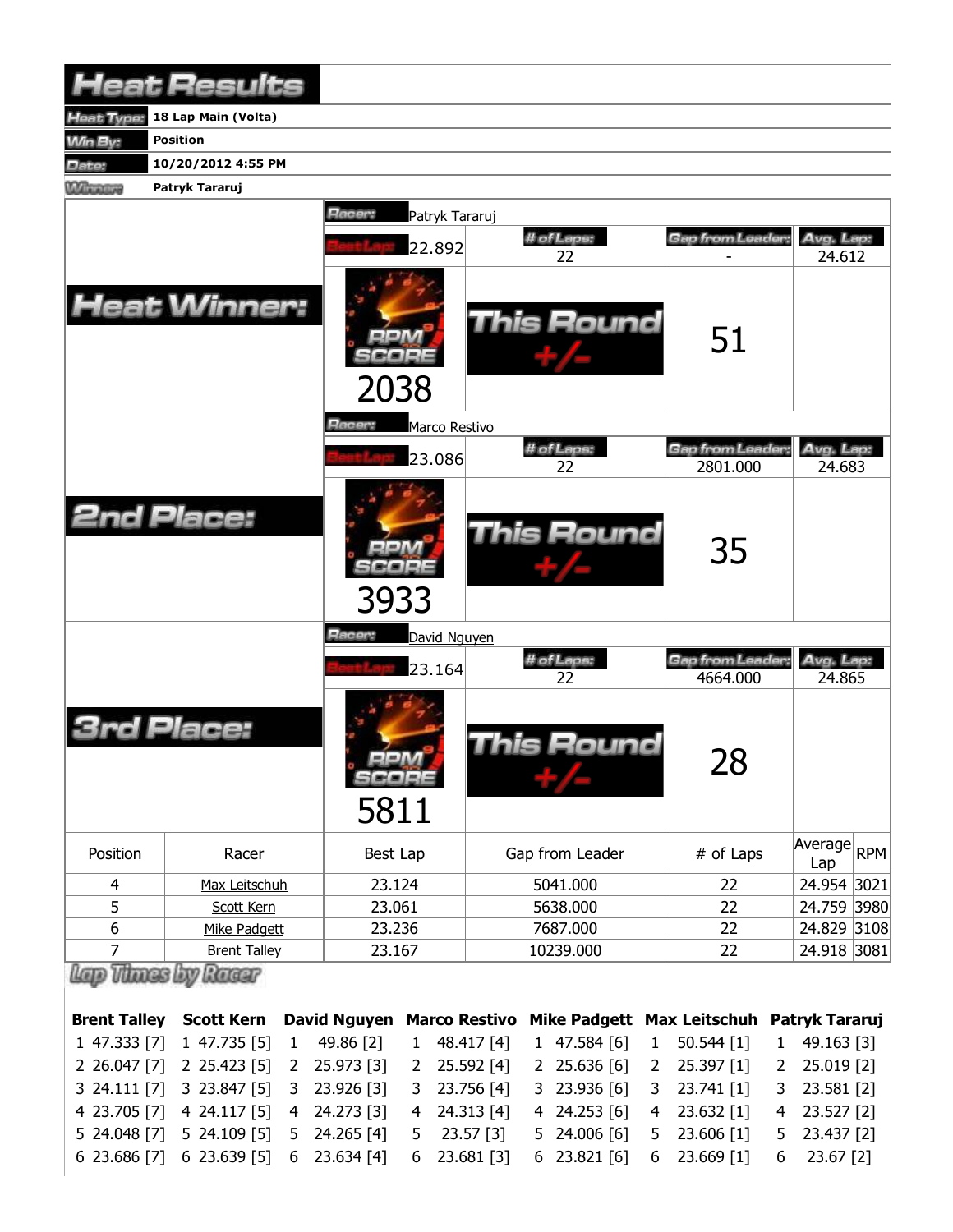# Heat Results

| | |
|---|---|
| Heat Type: | 18 Lap Main (Volta) |
| Win By: | Position |
| Date: | 10/20/2012 4:55 PM |
| Winner: | Patryk Tararuj |

## Heat Winner:

Racer: Patryk Tararuj

| Best Lap | # of Laps | Gap from Leader | Avg. Lap |
|---|---|---|---|
| 22.892 | 22 | - | 24.612 |

RPM SCORE: 2038

This Round +/-: 51

## 2nd Place:

Racer: Marco Restivo

| Best Lap | # of Laps | Gap from Leader | Avg. Lap |
|---|---|---|---|
| 23.086 | 22 | 2801.000 | 24.683 |

RPM SCORE: 3933

This Round +/-: 35

## 3rd Place:

Racer: David Nguyen

| Best Lap | # of Laps | Gap from Leader | Avg. Lap |
|---|---|---|---|
| 23.164 | 22 | 4664.000 | 24.865 |

RPM SCORE: 5811

This Round +/-: 28

| Position | Racer | Best Lap | Gap from Leader | # of Laps | Average Lap | RPM |
|---|---|---|---|---|---|---|
| 4 | Max Leitschuh | 23.124 | 5041.000 | 22 | 24.954 | 3021 |
| 5 | Scott Kern | 23.061 | 5638.000 | 22 | 24.759 | 3980 |
| 6 | Mike Padgett | 23.236 | 7687.000 | 22 | 24.829 | 3108 |
| 7 | Brent Talley | 23.167 | 10239.000 | 22 | 24.918 | 3081 |

## Lap Times by Racer

| Brent Talley | Scott Kern | David Nguyen | Marco Restivo | Mike Padgett | Max Leitschuh | Patryk Tararuj |
|---|---|---|---|---|---|---|
| 1 47.333 [7] | 1 47.735 [5] | 1 49.86 [2] | 1 48.417 [4] | 1 47.584 [6] | 1 50.544 [1] | 1 49.163 [3] |
| 2 26.047 [7] | 2 25.423 [5] | 2 25.973 [3] | 2 25.592 [4] | 2 25.636 [6] | 2 25.397 [1] | 2 25.019 [2] |
| 3 24.111 [7] | 3 23.847 [5] | 3 23.926 [3] | 3 23.756 [4] | 3 23.936 [6] | 3 23.741 [1] | 3 23.581 [2] |
| 4 23.705 [7] | 4 24.117 [5] | 4 24.273 [3] | 4 24.313 [4] | 4 24.253 [6] | 4 23.632 [1] | 4 23.527 [2] |
| 5 24.048 [7] | 5 24.109 [5] | 5 24.265 [4] | 5 23.57 [3] | 5 24.006 [6] | 5 23.606 [1] | 5 23.437 [2] |
| 6 23.686 [7] | 6 23.639 [5] | 6 23.634 [4] | 6 23.681 [3] | 6 23.821 [6] | 6 23.669 [1] | 6 23.67 [2] |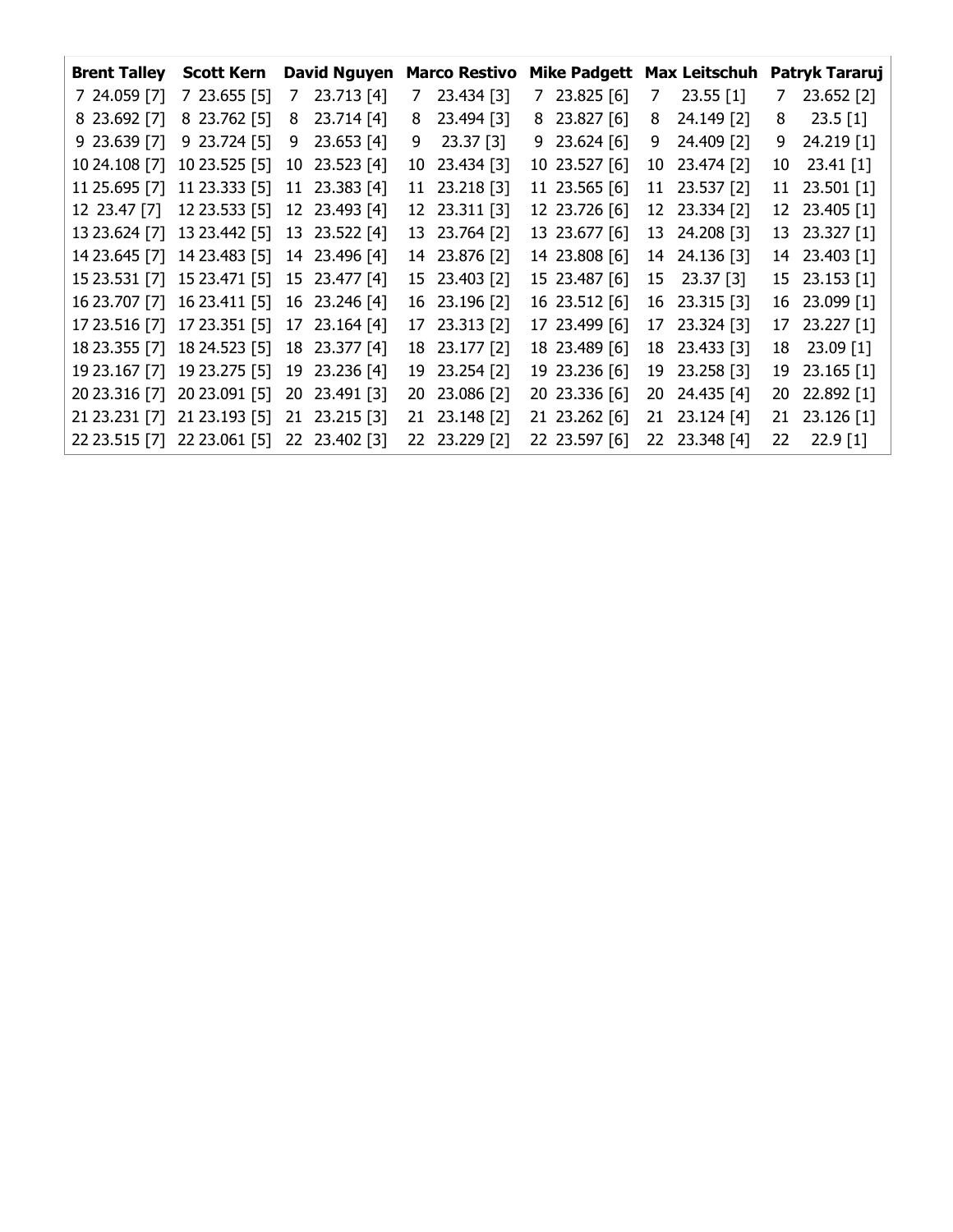| Brent Talley | Scott Kern | David Nguyen | Marco Restivo | Mike Padgett | Max Leitschuh | Patryk Tararuj |
|---|---|---|---|---|---|---|
| 7 24.059 [7] | 7 23.655 [5] | 7 23.713 [4] | 7 23.434 [3] | 7 23.825 [6] | 7 23.55 [1] | 7 23.652 [2] |
| 8 23.692 [7] | 8 23.762 [5] | 8 23.714 [4] | 8 23.494 [3] | 8 23.827 [6] | 8 24.149 [2] | 8 23.5 [1] |
| 9 23.639 [7] | 9 23.724 [5] | 9 23.653 [4] | 9 23.37 [3] | 9 23.624 [6] | 9 24.409 [2] | 9 24.219 [1] |
| 10 24.108 [7] | 10 23.525 [5] | 10 23.523 [4] | 10 23.434 [3] | 10 23.527 [6] | 10 23.474 [2] | 10 23.41 [1] |
| 11 25.695 [7] | 11 23.333 [5] | 11 23.383 [4] | 11 23.218 [3] | 11 23.565 [6] | 11 23.537 [2] | 11 23.501 [1] |
| 12 23.47 [7] | 12 23.533 [5] | 12 23.493 [4] | 12 23.311 [3] | 12 23.726 [6] | 12 23.334 [2] | 12 23.405 [1] |
| 13 23.624 [7] | 13 23.442 [5] | 13 23.522 [4] | 13 23.764 [2] | 13 23.677 [6] | 13 24.208 [3] | 13 23.327 [1] |
| 14 23.645 [7] | 14 23.483 [5] | 14 23.496 [4] | 14 23.876 [2] | 14 23.808 [6] | 14 24.136 [3] | 14 23.403 [1] |
| 15 23.531 [7] | 15 23.471 [5] | 15 23.477 [4] | 15 23.403 [2] | 15 23.487 [6] | 15 23.37 [3] | 15 23.153 [1] |
| 16 23.707 [7] | 16 23.411 [5] | 16 23.246 [4] | 16 23.196 [2] | 16 23.512 [6] | 16 23.315 [3] | 16 23.099 [1] |
| 17 23.516 [7] | 17 23.351 [5] | 17 23.164 [4] | 17 23.313 [2] | 17 23.499 [6] | 17 23.324 [3] | 17 23.227 [1] |
| 18 23.355 [7] | 18 24.523 [5] | 18 23.377 [4] | 18 23.177 [2] | 18 23.489 [6] | 18 23.433 [3] | 18 23.09 [1] |
| 19 23.167 [7] | 19 23.275 [5] | 19 23.236 [4] | 19 23.254 [2] | 19 23.236 [6] | 19 23.258 [3] | 19 23.165 [1] |
| 20 23.316 [7] | 20 23.091 [5] | 20 23.491 [3] | 20 23.086 [2] | 20 23.336 [6] | 20 24.435 [4] | 20 22.892 [1] |
| 21 23.231 [7] | 21 23.193 [5] | 21 23.215 [3] | 21 23.148 [2] | 21 23.262 [6] | 21 23.124 [4] | 21 23.126 [1] |
| 22 23.515 [7] | 22 23.061 [5] | 22 23.402 [3] | 22 23.229 [2] | 22 23.597 [6] | 22 23.348 [4] | 22 22.9 [1] |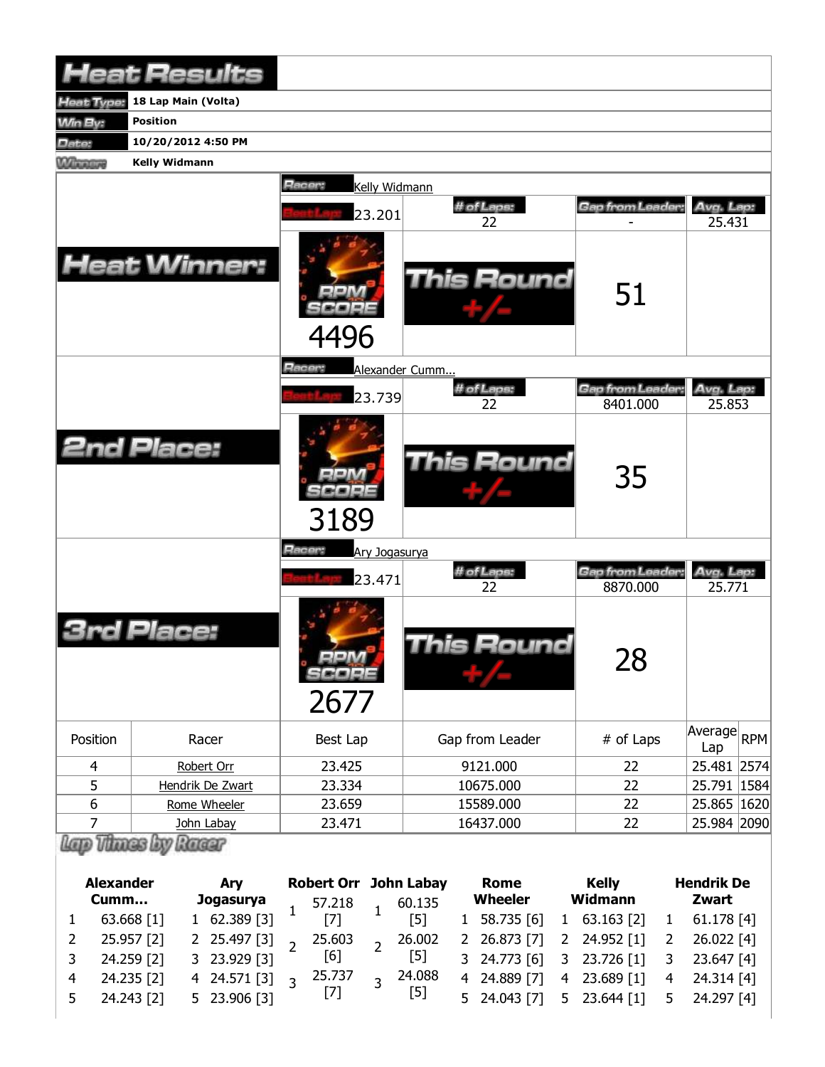# Heat Results

| | |
|---|---|
| Heat Type: | 18 Lap Main (Volta) |
| Win By: | Position |
| Date: | 10/20/2012 4:50 PM |
| Winner: | Kelly Widmann |

## Heat Winner:

Racer: Kelly Widmann

| Best Lap | # of Laps | Gap from Leader | Avg. Lap |
|---|---|---|---|
| 23.201 | 22 | - | 25.431 |

RPM SCORE: 4496

This Round +/-: 51

## 2nd Place:

Racer: Alexander Cumm...

| Best Lap | # of Laps | Gap from Leader | Avg. Lap |
|---|---|---|---|
| 23.739 | 22 | 8401.000 | 25.853 |

RPM SCORE: 3189

This Round +/-: 35

## 3rd Place:

Racer: Ary Jogasurya

| Best Lap | # of Laps | Gap from Leader | Avg. Lap |
|---|---|---|---|
| 23.471 | 22 | 8870.000 | 25.771 |

RPM SCORE: 2677

This Round +/-: 28

| Position | Racer | Best Lap | Gap from Leader | # of Laps | Average Lap | RPM |
|---|---|---|---|---|---|---|
| 4 | Robert Orr | 23.425 | 9121.000 | 22 | 25.481 | 2574 |
| 5 | Hendrik De Zwart | 23.334 | 10675.000 | 22 | 25.791 | 1584 |
| 6 | Rome Wheeler | 23.659 | 15589.000 | 22 | 25.865 | 1620 |
| 7 | John Labay | 23.471 | 16437.000 | 22 | 25.984 | 2090 |

## Lap Times by Racer

| Lap | Alexander Cumm... | Ary Jogasurya | Robert Orr | John Labay | Rome Wheeler | Kelly Widmann | Hendrik De Zwart |
|---|---|---|---|---|---|---|---|
| 1 | 63.668 [1] | 62.389 [3] | 57.218 [7] | 60.135 [5] | 58.735 [6] | 63.163 [2] | 61.178 [4] |
| 2 | 25.957 [2] | 25.497 [3] | 25.603 [6] | 26.002 [5] | 26.873 [7] | 24.952 [1] | 26.022 [4] |
| 3 | 24.259 [2] | 23.929 [3] | 25.737 [7] | 24.088 [5] | 24.773 [6] | 23.726 [1] | 23.647 [4] |
| 4 | 24.235 [2] | 24.571 [3] | | | 24.889 [7] | 23.689 [1] | 24.314 [4] |
| 5 | 24.243 [2] | 23.906 [3] | | | 24.043 [7] | 23.644 [1] | 24.297 [4] |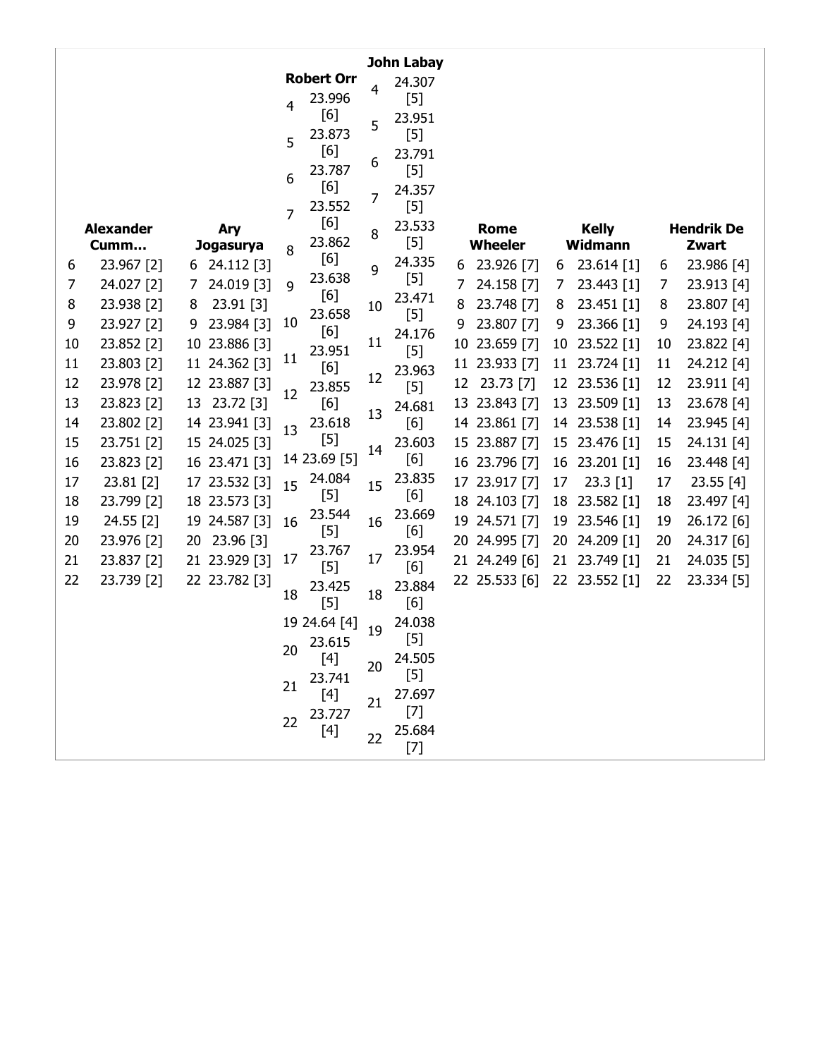| Lap | Alexander Cumm… | Lap | Ary Jogasurya | Lap | Robert Orr | Lap | John Labay | Lap | Rome Wheeler | Lap | Kelly Widmann | Lap | Hendrik De Zwart |
|---|---|---|---|---|---|---|---|---|---|---|---|---|---|
| | | | | 4 | 23.996 [6] | 4 | 24.307 [5] | | | | | | |
| | | | | 5 | 23.873 [6] | 5 | 23.951 [5] | | | | | | |
| | | | | 6 | 23.787 [6] | 6 | 23.791 [5] | | | | | | |
| | | | | 7 | 23.552 [6] | 7 | 24.357 [5] | | | | | | |
| 6 | 23.967 [2] | 6 | 24.112 [3] | 8 | 23.862 [6] | 8 | 23.533 [5] | 6 | 23.926 [7] | 6 | 23.614 [1] | 6 | 23.986 [4] |
| 7 | 24.027 [2] | 7 | 24.019 [3] | 9 | 23.638 [6] | 9 | 24.335 [5] | 7 | 24.158 [7] | 7 | 23.443 [1] | 7 | 23.913 [4] |
| 8 | 23.938 [2] | 8 | 23.91 [3] | 10 | 23.658 [6] | 10 | 23.471 [5] | 8 | 23.748 [7] | 8 | 23.451 [1] | 8 | 23.807 [4] |
| 9 | 23.927 [2] | 9 | 23.984 [3] | 11 | 23.951 [6] | 11 | 24.176 [5] | 9 | 23.807 [7] | 9 | 23.366 [1] | 9 | 24.193 [4] |
| 10 | 23.852 [2] | 10 | 23.886 [3] | 12 | 23.855 [6] | 12 | 23.963 [5] | 10 | 23.659 [7] | 10 | 23.522 [1] | 10 | 23.822 [4] |
| 11 | 23.803 [2] | 11 | 24.362 [3] | 13 | 23.618 [5] | 13 | 24.681 [6] | 11 | 23.933 [7] | 11 | 23.724 [1] | 11 | 24.212 [4] |
| 12 | 23.978 [2] | 12 | 23.887 [3] | 14 | 23.69 [5] | 14 | 23.603 [6] | 12 | 23.73 [7] | 12 | 23.536 [1] | 12 | 23.911 [4] |
| 13 | 23.823 [2] | 13 | 23.72 [3] | 15 | 24.084 [5] | 15 | 23.835 [6] | 13 | 23.843 [7] | 13 | 23.509 [1] | 13 | 23.678 [4] |
| 14 | 23.802 [2] | 14 | 23.941 [3] | 16 | 23.544 [5] | 16 | 23.669 [6] | 14 | 23.861 [7] | 14 | 23.538 [1] | 14 | 23.945 [4] |
| 15 | 23.751 [2] | 15 | 24.025 [3] | 17 | 23.767 [5] | 17 | 23.954 [6] | 15 | 23.887 [7] | 15 | 23.476 [1] | 15 | 24.131 [4] |
| 16 | 23.823 [2] | 16 | 23.471 [3] | 18 | 23.425 [5] | 18 | 23.884 [6] | 16 | 23.796 [7] | 16 | 23.201 [1] | 16 | 23.448 [4] |
| 17 | 23.81 [2] | 17 | 23.532 [3] | 19 | 24.64 [4] | 19 | 24.038 [5] | 17 | 23.917 [7] | 17 | 23.3 [1] | 17 | 23.55 [4] |
| 18 | 23.799 [2] | 18 | 23.573 [3] | 20 | 23.615 [4] | 20 | 24.505 [5] | 18 | 24.103 [7] | 18 | 23.582 [1] | 18 | 23.497 [4] |
| 19 | 24.55 [2] | 19 | 24.587 [3] | 21 | 23.741 [4] | 21 | 27.697 [7] | 19 | 24.571 [7] | 19 | 23.546 [1] | 19 | 26.172 [6] |
| 20 | 23.976 [2] | 20 | 23.96 [3] | 22 | 23.727 [4] | 22 | 25.684 [7] | 20 | 24.995 [7] | 20 | 24.209 [1] | 20 | 24.317 [6] |
| 21 | 23.837 [2] | 21 | 23.929 [3] | | | | | 21 | 24.249 [6] | 21 | 23.749 [1] | 21 | 24.035 [5] |
| 22 | 23.739 [2] | 22 | 23.782 [3] | | | | | 22 | 25.533 [6] | 22 | 23.552 [1] | 22 | 23.334 [5] |